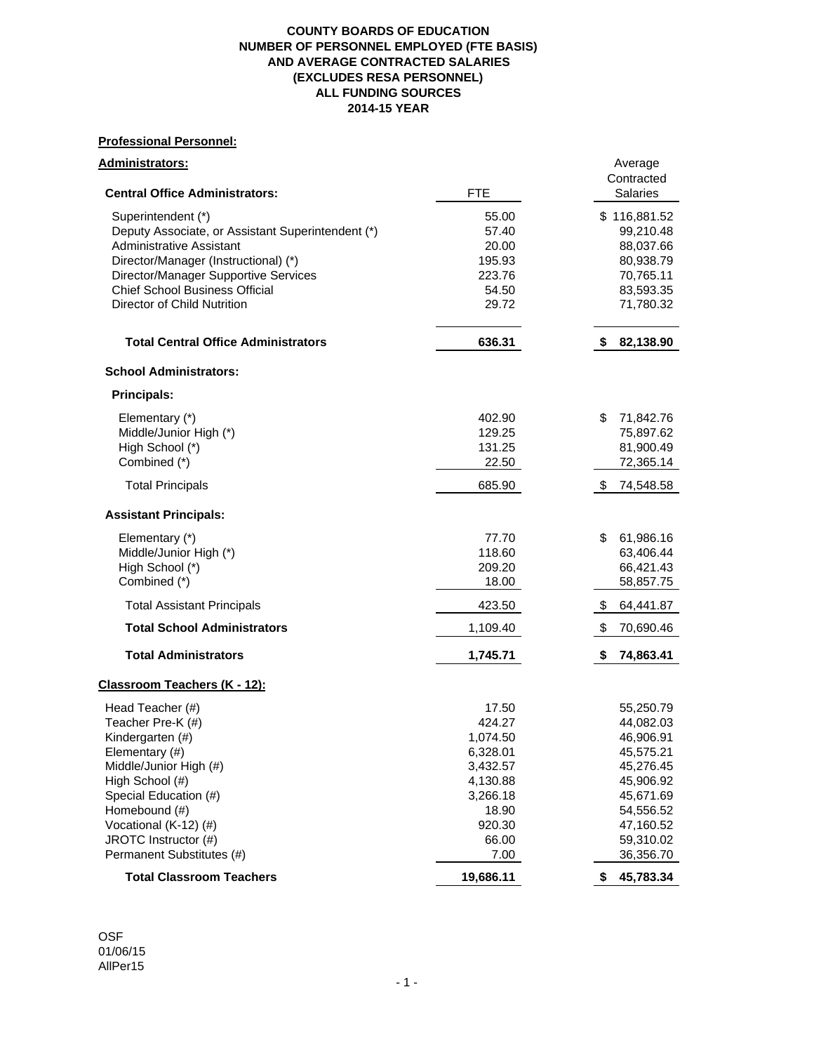**COUNTY BOARDS OF EDUCATION**
**NUMBER OF PERSONNEL EMPLOYED (FTE BASIS)**
**AND AVERAGE CONTRACTED SALARIES**
**(EXCLUDES RESA PERSONNEL)**
**ALL FUNDING SOURCES**
**2014-15 YEAR**

**Professional Personnel:**

**Administrators:**

| **Central Office Administrators:** | FTE | Average Contracted Salaries |
|---|---|---|
| Superintendent (*) | 55.00 | $ 116,881.52 |
| Deputy Associate, or Assistant Superintendent (*) | 57.40 | 99,210.48 |
| Administrative Assistant | 20.00 | 88,037.66 |
| Director/Manager (Instructional) (*) | 195.93 | 80,938.79 |
| Director/Manager Supportive Services | 223.76 | 70,765.11 |
| Chief School Business Official | 54.50 | 83,593.35 |
| Director of Child Nutrition | 29.72 | 71,780.32 |
| **Total Central Office Administrators** | **636.31** | **$ 82,138.90** |
| **School Administrators:** | | |
| **Principals:** | | |
| Elementary (*) | 402.90 | $ 71,842.76 |
| Middle/Junior High (*) | 129.25 | 75,897.62 |
| High School (*) | 131.25 | 81,900.49 |
| Combined (*) | 22.50 | 72,365.14 |
| Total Principals | 685.90 | $ 74,548.58 |
| **Assistant Principals:** | | |
| Elementary (*) | 77.70 | $ 61,986.16 |
| Middle/Junior High (*) | 118.60 | 63,406.44 |
| High School (*) | 209.20 | 66,421.43 |
| Combined (*) | 18.00 | 58,857.75 |
| Total Assistant Principals | 423.50 | $ 64,441.87 |
| **Total School Administrators** | 1,109.40 | $ 70,690.46 |
| **Total Administrators** | **1,745.71** | **$ 74,863.41** |

**Classroom Teachers (K - 12):**

| | FTE | Average Contracted Salaries |
|---|---|---|
| Head Teacher (#) | 17.50 | 55,250.79 |
| Teacher Pre-K (#) | 424.27 | 44,082.03 |
| Kindergarten (#) | 1,074.50 | 46,906.91 |
| Elementary (#) | 6,328.01 | 45,575.21 |
| Middle/Junior High (#) | 3,432.57 | 45,276.45 |
| High School (#) | 4,130.88 | 45,906.92 |
| Special Education (#) | 3,266.18 | 45,671.69 |
| Homebound (#) | 18.90 | 54,556.52 |
| Vocational (K-12) (#) | 920.30 | 47,160.52 |
| JROTC Instructor (#) | 66.00 | 59,310.02 |
| Permanent Substitutes (#) | 7.00 | 36,356.70 |
| **Total Classroom Teachers** | **19,686.11** | **$ 45,783.34** |

OSF
01/06/15
AllPer15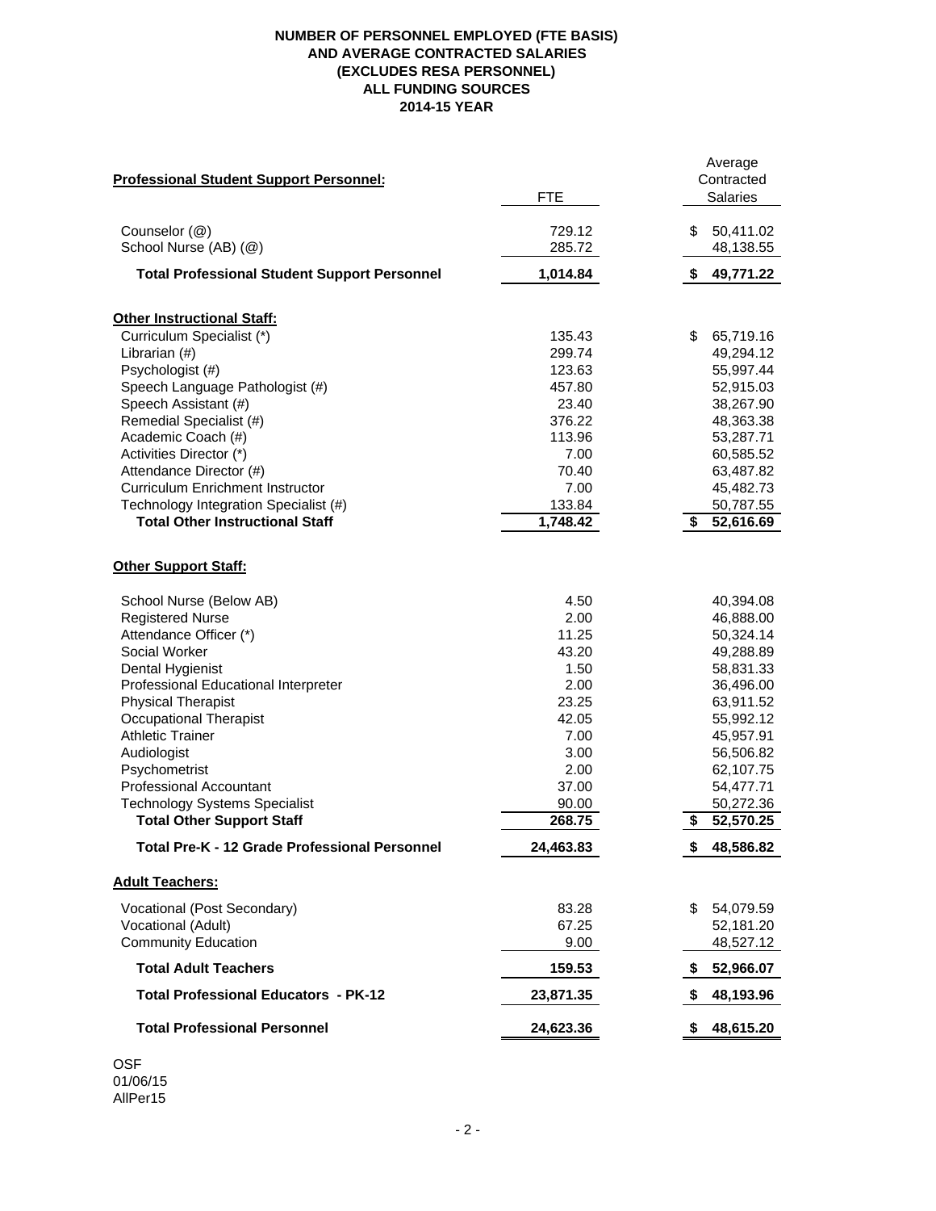**NUMBER OF PERSONNEL EMPLOYED (FTE BASIS)**
**AND AVERAGE CONTRACTED SALARIES**
**(EXCLUDES RESA PERSONNEL)**
**ALL FUNDING SOURCES**
**2014-15 YEAR**

| Professional Student Support Personnel: | FTE | Average Contracted Salaries |
|---|---|---|
| Counselor (@) | 729.12 | $ 50,411.02 |
| School Nurse (AB) (@) | 285.72 | 48,138.55 |
| **Total Professional Student Support Personnel** | **1,014.84** | **$ 49,771.22** |
| **Other Instructional Staff:** | | |
| Curriculum Specialist (*) | 135.43 | $ 65,719.16 |
| Librarian (#) | 299.74 | 49,294.12 |
| Psychologist (#) | 123.63 | 55,997.44 |
| Speech Language Pathologist (#) | 457.80 | 52,915.03 |
| Speech Assistant (#) | 23.40 | 38,267.90 |
| Remedial Specialist (#) | 376.22 | 48,363.38 |
| Academic Coach (#) | 113.96 | 53,287.71 |
| Activities Director (*) | 7.00 | 60,585.52 |
| Attendance Director (#) | 70.40 | 63,487.82 |
| Curriculum Enrichment Instructor | 7.00 | 45,482.73 |
| Technology Integration Specialist (#) | 133.84 | 50,787.55 |
| **Total Other Instructional Staff** | **1,748.42** | **$ 52,616.69** |
| **Other Support Staff:** | | |
| School Nurse (Below AB) | 4.50 | 40,394.08 |
| Registered Nurse | 2.00 | 46,888.00 |
| Attendance Officer (*) | 11.25 | 50,324.14 |
| Social Worker | 43.20 | 49,288.89 |
| Dental Hygienist | 1.50 | 58,831.33 |
| Professional Educational Interpreter | 2.00 | 36,496.00 |
| Physical Therapist | 23.25 | 63,911.52 |
| Occupational Therapist | 42.05 | 55,992.12 |
| Athletic Trainer | 7.00 | 45,957.91 |
| Audiologist | 3.00 | 56,506.82 |
| Psychometrist | 2.00 | 62,107.75 |
| Professional Accountant | 37.00 | 54,477.71 |
| Technology Systems Specialist | 90.00 | 50,272.36 |
| **Total Other Support Staff** | **268.75** | **$ 52,570.25** |
| **Total Pre-K - 12 Grade Professional Personnel** | **24,463.83** | **$ 48,586.82** |
| **Adult Teachers:** | | |
| Vocational (Post Secondary) | 83.28 | $ 54,079.59 |
| Vocational (Adult) | 67.25 | 52,181.20 |
| Community Education | 9.00 | 48,527.12 |
| **Total Adult Teachers** | **159.53** | **$ 52,966.07** |
| **Total Professional Educators - PK-12** | **23,871.35** | **$ 48,193.96** |
| **Total Professional Personnel** | **24,623.36** | **$ 48,615.20** |

OSF
01/06/15
AllPer15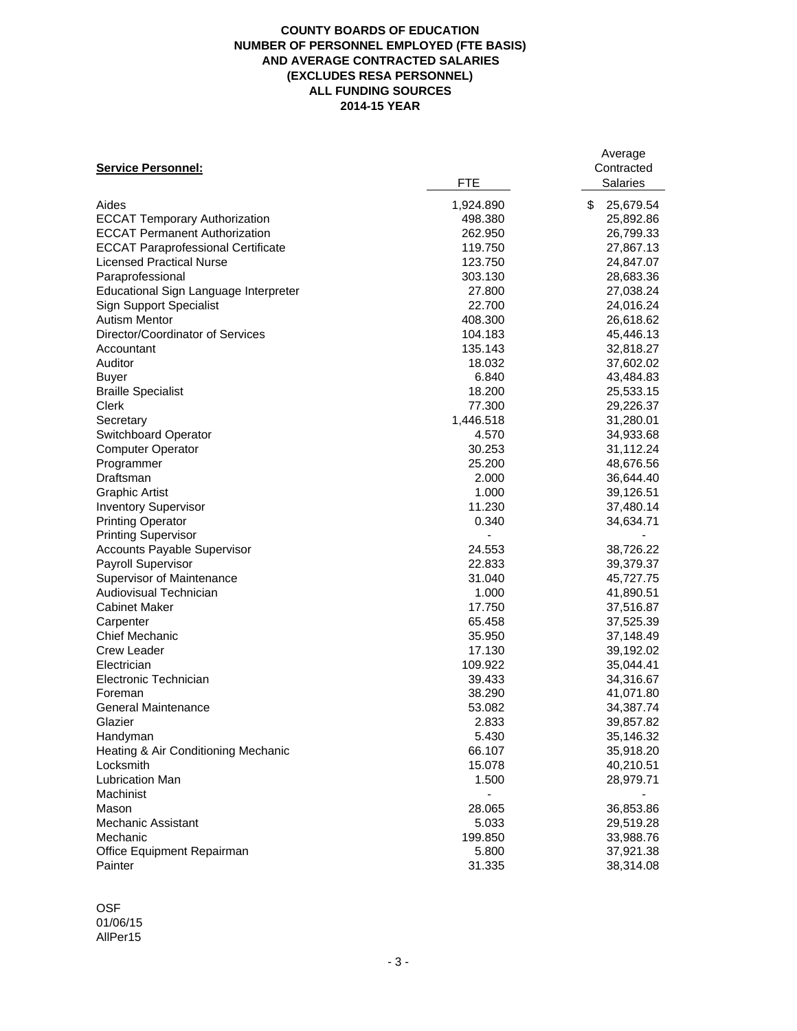**COUNTY BOARDS OF EDUCATION**
**NUMBER OF PERSONNEL EMPLOYED (FTE BASIS)**
**AND AVERAGE CONTRACTED SALARIES**
**(EXCLUDES RESA PERSONNEL)**
**ALL FUNDING SOURCES**
**2014-15 YEAR**

| **Service Personnel:** | FTE | Average Contracted Salaries |
|---|---|---|
| Aides | 1,924.890 | $ 25,679.54 |
| ECCAT Temporary Authorization | 498.380 | 25,892.86 |
| ECCAT Permanent Authorization | 262.950 | 26,799.33 |
| ECCAT Paraprofessional Certificate | 119.750 | 27,867.13 |
| Licensed Practical Nurse | 123.750 | 24,847.07 |
| Paraprofessional | 303.130 | 28,683.36 |
| Educational Sign Language Interpreter | 27.800 | 27,038.24 |
| Sign Support Specialist | 22.700 | 24,016.24 |
| Autism Mentor | 408.300 | 26,618.62 |
| Director/Coordinator of Services | 104.183 | 45,446.13 |
| Accountant | 135.143 | 32,818.27 |
| Auditor | 18.032 | 37,602.02 |
| Buyer | 6.840 | 43,484.83 |
| Braille Specialist | 18.200 | 25,533.15 |
| Clerk | 77.300 | 29,226.37 |
| Secretary | 1,446.518 | 31,280.01 |
| Switchboard Operator | 4.570 | 34,933.68 |
| Computer Operator | 30.253 | 31,112.24 |
| Programmer | 25.200 | 48,676.56 |
| Draftsman | 2.000 | 36,644.40 |
| Graphic Artist | 1.000 | 39,126.51 |
| Inventory Supervisor | 11.230 | 37,480.14 |
| Printing Operator | 0.340 | 34,634.71 |
| Printing Supervisor | - | - |
| Accounts Payable Supervisor | 24.553 | 38,726.22 |
| Payroll Supervisor | 22.833 | 39,379.37 |
| Supervisor of Maintenance | 31.040 | 45,727.75 |
| Audiovisual Technician | 1.000 | 41,890.51 |
| Cabinet Maker | 17.750 | 37,516.87 |
| Carpenter | 65.458 | 37,525.39 |
| Chief Mechanic | 35.950 | 37,148.49 |
| Crew Leader | 17.130 | 39,192.02 |
| Electrician | 109.922 | 35,044.41 |
| Electronic Technician | 39.433 | 34,316.67 |
| Foreman | 38.290 | 41,071.80 |
| General Maintenance | 53.082 | 34,387.74 |
| Glazier | 2.833 | 39,857.82 |
| Handyman | 5.430 | 35,146.32 |
| Heating & Air Conditioning Mechanic | 66.107 | 35,918.20 |
| Locksmith | 15.078 | 40,210.51 |
| Lubrication Man | 1.500 | 28,979.71 |
| Machinist | - | - |
| Mason | 28.065 | 36,853.86 |
| Mechanic Assistant | 5.033 | 29,519.28 |
| Mechanic | 199.850 | 33,988.76 |
| Office Equipment Repairman | 5.800 | 37,921.38 |
| Painter | 31.335 | 38,314.08 |

OSF
01/06/15
AllPer15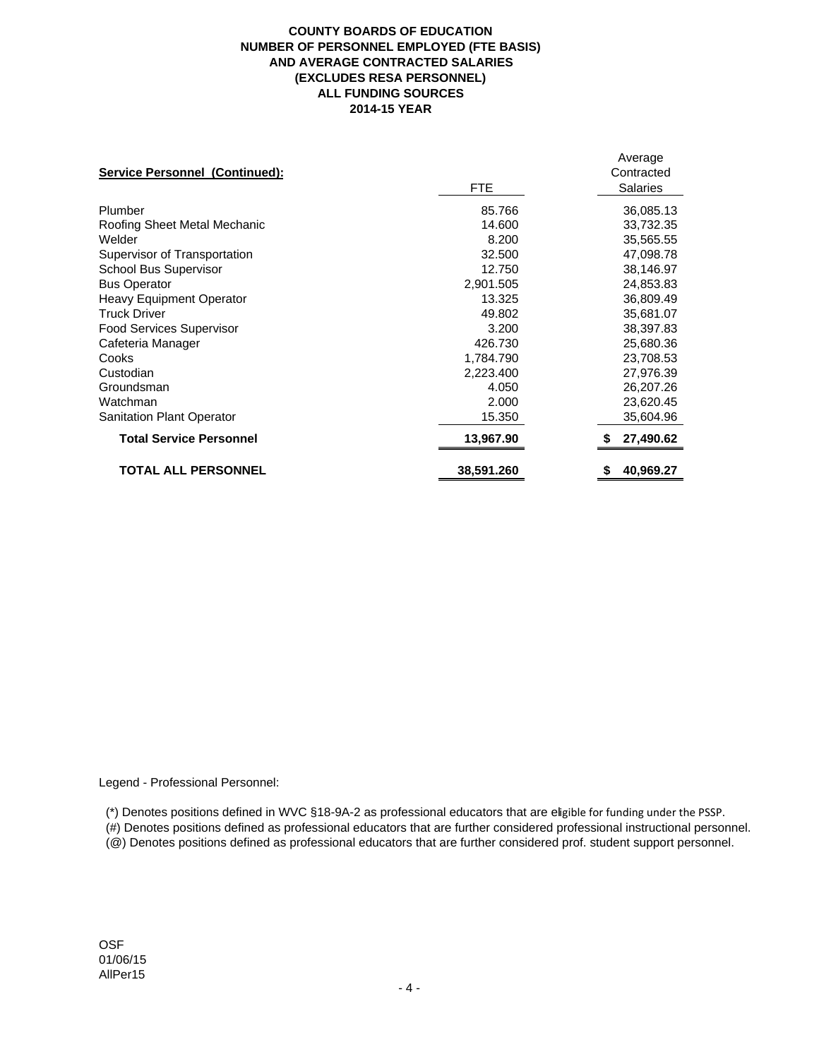# COUNTY BOARDS OF EDUCATION
## NUMBER OF PERSONNEL EMPLOYED (FTE BASIS) AND AVERAGE CONTRACTED SALARIES (EXCLUDES RESA PERSONNEL) ALL FUNDING SOURCES 2014-15 YEAR

| **Service Personnel (Continued):** | FTE | Average Contracted Salaries |
|---|---|---|
| Plumber | 85.766 | 36,085.13 |
| Roofing Sheet Metal Mechanic | 14.600 | 33,732.35 |
| Welder | 8.200 | 35,565.55 |
| Supervisor of Transportation | 32.500 | 47,098.78 |
| School Bus Supervisor | 12.750 | 38,146.97 |
| Bus Operator | 2,901.505 | 24,853.83 |
| Heavy Equipment Operator | 13.325 | 36,809.49 |
| Truck Driver | 49.802 | 35,681.07 |
| Food Services Supervisor | 3.200 | 38,397.83 |
| Cafeteria Manager | 426.730 | 25,680.36 |
| Cooks | 1,784.790 | 23,708.53 |
| Custodian | 2,223.400 | 27,976.39 |
| Groundsman | 4.050 | 26,207.26 |
| Watchman | 2.000 | 23,620.45 |
| Sanitation Plant Operator | 15.350 | 35,604.96 |
| **Total Service Personnel** | **13,967.90** | **$ 27,490.62** |
| **TOTAL ALL PERSONNEL** | **38,591.260** | **$ 40,969.27** |

Legend - Professional Personnel:

(*) Denotes positions defined in WVC §18-9A-2 as professional educators that are eligible for funding under the PSSP.
(#) Denotes positions defined as professional educators that are further considered professional instructional personnel.
(@) Denotes positions defined as professional educators that are further considered prof. student support personnel.

OSF
01/06/15
AllPer15